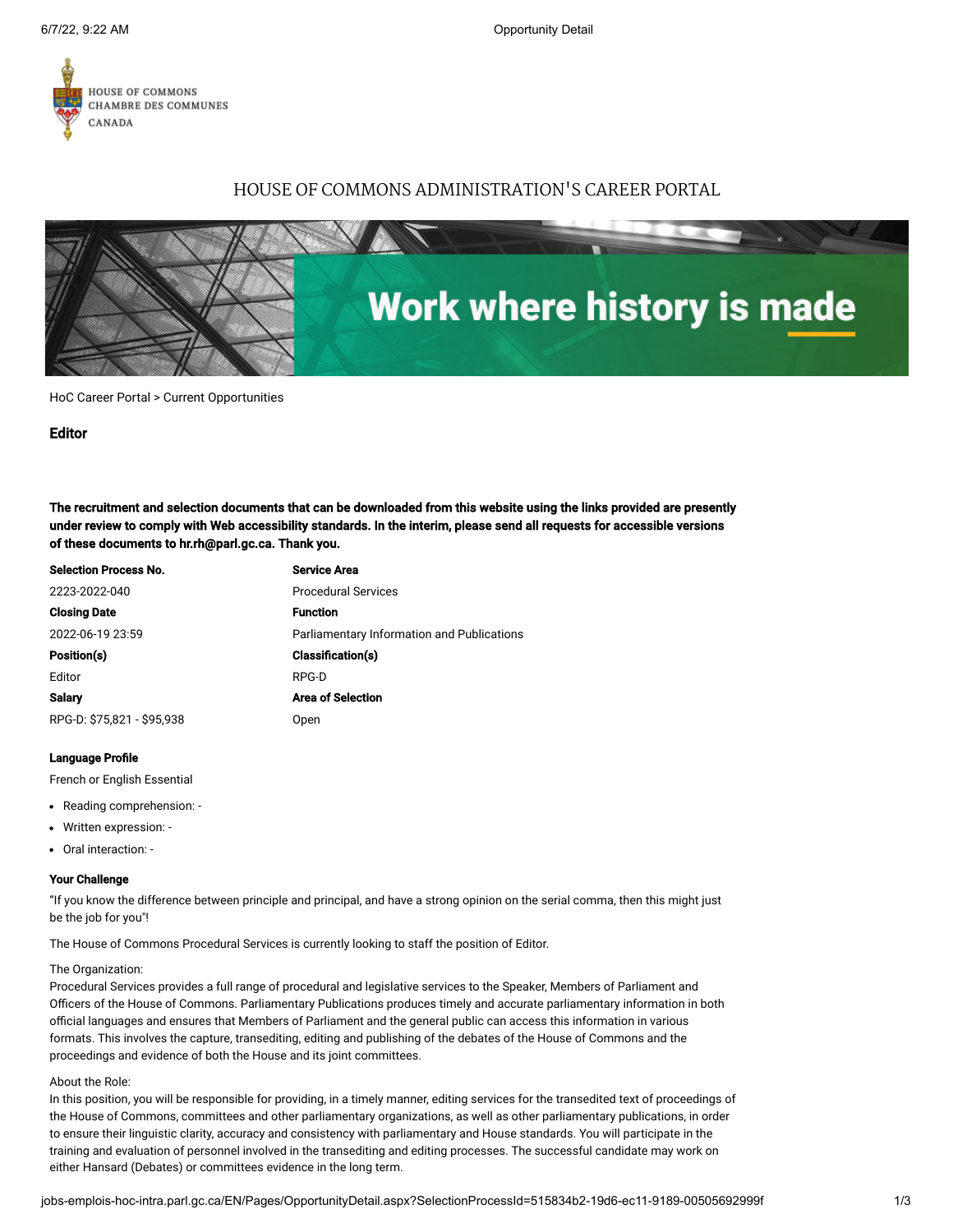HOUSE OF COMMONS
CHAMBRE DES COMMUNES
CANADA

# HOUSE OF COMMONS ADMINISTRATION'S CAREER PORTAL

Work where history is made

HoC Career Portal > Current Opportunities

## Editor

**The recruitment and selection documents that can be downloaded from this website using the links provided are presently under review to comply with Web accessibility standards. In the interim, please send all requests for accessible versions of these documents to hr.rh@parl.gc.ca. Thank you.**

**Selection Process No.**
2223-2022-040

**Closing Date**
2022-06-19 23:59

**Position(s)**
Editor

**Salary**
RPG-D: $75,821 - $95,938

**Service Area**
Procedural Services

**Function**
Parliamentary Information and Publications

**Classification(s)**
RPG-D

**Area of Selection**
Open

**Language Profile**

French or English Essential

- Reading comprehension: -
- Written expression: -
- Oral interaction: -

**Your Challenge**

"If you know the difference between principle and principal, and have a strong opinion on the serial comma, then this might just be the job for you"!

The House of Commons Procedural Services is currently looking to staff the position of Editor.

The Organization:
Procedural Services provides a full range of procedural and legislative services to the Speaker, Members of Parliament and Officers of the House of Commons. Parliamentary Publications produces timely and accurate parliamentary information in both official languages and ensures that Members of Parliament and the general public can access this information in various formats. This involves the capture, transediting, editing and publishing of the debates of the House of Commons and the proceedings and evidence of both the House and its joint committees.

About the Role:
In this position, you will be responsible for providing, in a timely manner, editing services for the transedited text of proceedings of the House of Commons, committees and other parliamentary organizations, as well as other parliamentary publications, in order to ensure their linguistic clarity, accuracy and consistency with parliamentary and House standards. You will participate in the training and evaluation of personnel involved in the transediting and editing processes. The successful candidate may work on either Hansard (Debates) or committees evidence in the long term.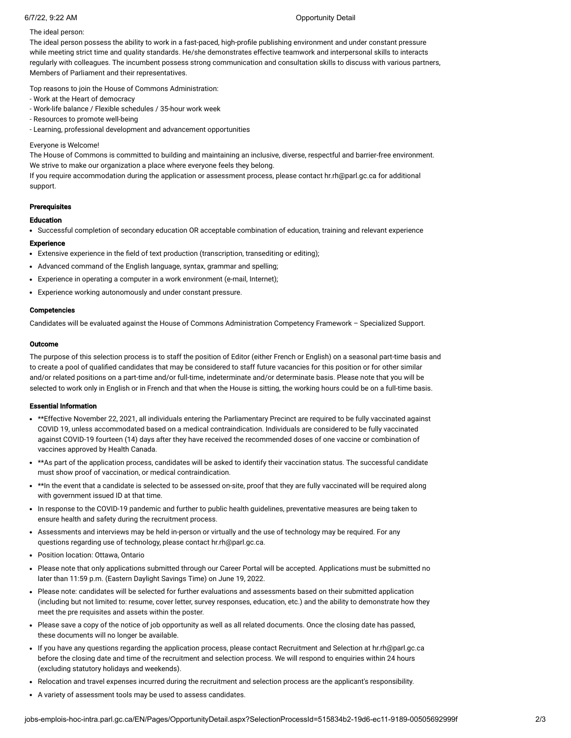The ideal person:

The ideal person possess the ability to work in a fast-paced, high-profile publishing environment and under constant pressure while meeting strict time and quality standards. He/she demonstrates effective teamwork and interpersonal skills to interacts regularly with colleagues. The incumbent possess strong communication and consultation skills to discuss with various partners, Members of Parliament and their representatives.

Top reasons to join the House of Commons Administration:
- Work at the Heart of democracy
- Work-life balance / Flexible schedules / 35-hour work week
- Resources to promote well-being
- Learning, professional development and advancement opportunities

Everyone is Welcome!

The House of Commons is committed to building and maintaining an inclusive, diverse, respectful and barrier-free environment. We strive to make our organization a place where everyone feels they belong.

If you require accommodation during the application or assessment process, please contact hr.rh@parl.gc.ca for additional support.

**Prerequisites**

**Education**

- Successful completion of secondary education OR acceptable combination of education, training and relevant experience

**Experience**

- Extensive experience in the field of text production (transcription, transediting or editing);
- Advanced command of the English language, syntax, grammar and spelling;
- Experience in operating a computer in a work environment (e-mail, Internet);
- Experience working autonomously and under constant pressure.

**Competencies**

Candidates will be evaluated against the House of Commons Administration Competency Framework – Specialized Support.

**Outcome**

The purpose of this selection process is to staff the position of Editor (either French or English) on a seasonal part-time basis and to create a pool of qualified candidates that may be considered to staff future vacancies for this position or for other similar and/or related positions on a part-time and/or full-time, indeterminate and/or determinate basis. Please note that you will be selected to work only in English or in French and that when the House is sitting, the working hours could be on a full-time basis.

**Essential Information**

- **Effective November 22, 2021, all individuals entering the Parliamentary Precinct are required to be fully vaccinated against COVID 19, unless accommodated based on a medical contraindication. Individuals are considered to be fully vaccinated against COVID-19 fourteen (14) days after they have received the recommended doses of one vaccine or combination of vaccines approved by Health Canada.
- **As part of the application process, candidates will be asked to identify their vaccination status. The successful candidate must show proof of vaccination, or medical contraindication.
- **In the event that a candidate is selected to be assessed on-site, proof that they are fully vaccinated will be required along with government issued ID at that time.
- In response to the COVID-19 pandemic and further to public health guidelines, preventative measures are being taken to ensure health and safety during the recruitment process.
- Assessments and interviews may be held in-person or virtually and the use of technology may be required. For any questions regarding use of technology, please contact hr.rh@parl.gc.ca.
- Position location: Ottawa, Ontario
- Please note that only applications submitted through our Career Portal will be accepted. Applications must be submitted no later than 11:59 p.m. (Eastern Daylight Savings Time) on June 19, 2022.
- Please note: candidates will be selected for further evaluations and assessments based on their submitted application (including but not limited to: resume, cover letter, survey responses, education, etc.) and the ability to demonstrate how they meet the pre requisites and assets within the poster.
- Please save a copy of the notice of job opportunity as well as all related documents. Once the closing date has passed, these documents will no longer be available.
- If you have any questions regarding the application process, please contact Recruitment and Selection at hr.rh@parl.gc.ca before the closing date and time of the recruitment and selection process. We will respond to enquiries within 24 hours (excluding statutory holidays and weekends).
- Relocation and travel expenses incurred during the recruitment and selection process are the applicant's responsibility.
- A variety of assessment tools may be used to assess candidates.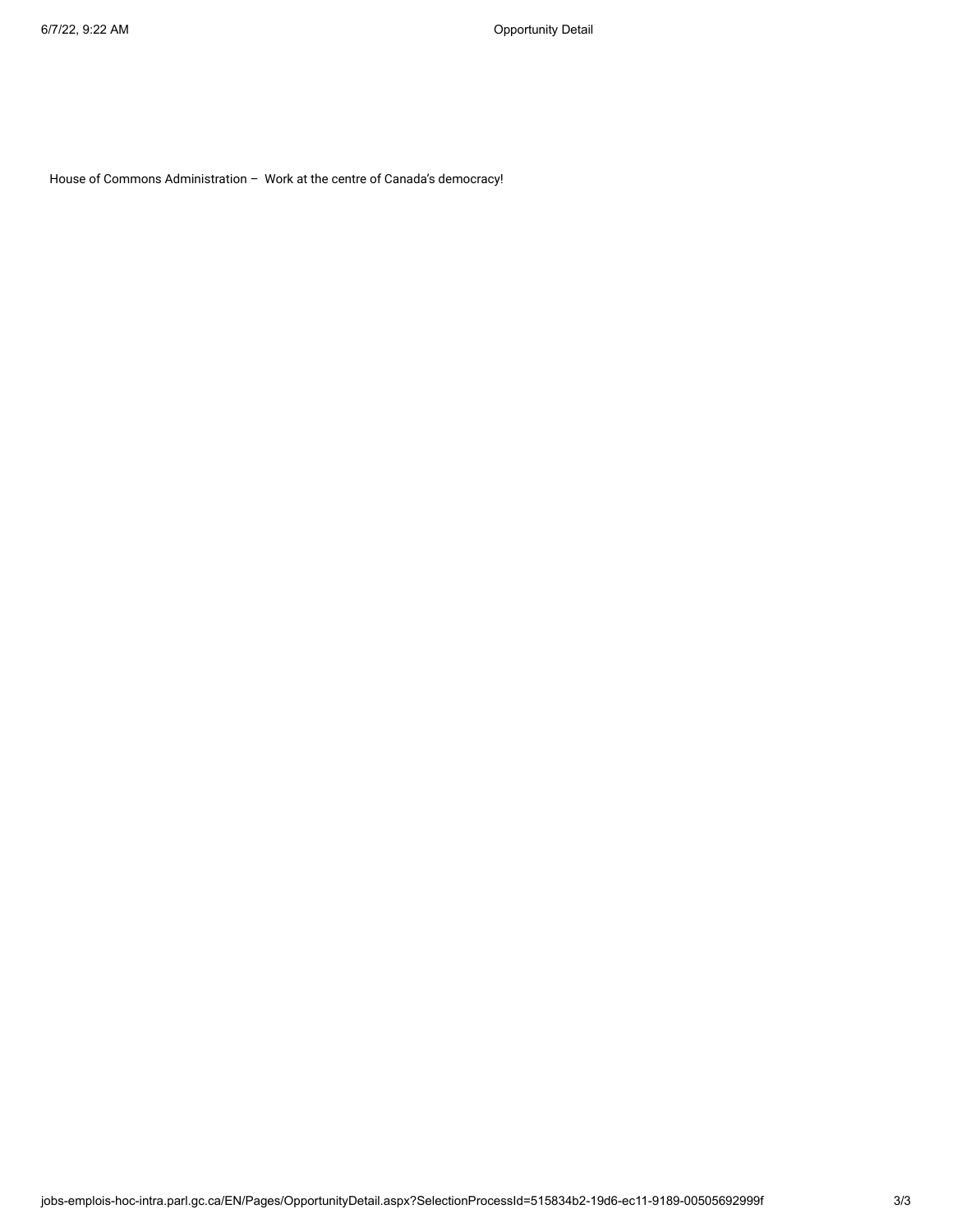House of Commons Administration – Work at the centre of Canada's democracy!